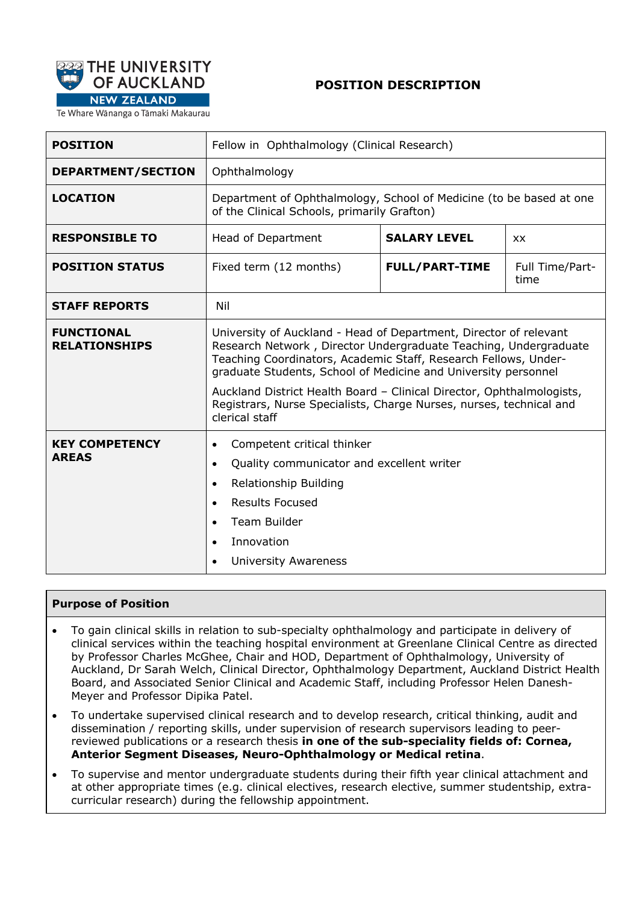THE UNIVERSITY OF AUCKLAND
NEW ZEALAND
Te Whare Wānanga o Tāmaki Makaurau

# POSITION DESCRIPTION

| | | | |
|---|---|---|---|
| **POSITION** | Fellow in Ophthalmology (Clinical Research) | | |
| **DEPARTMENT/SECTION** | Ophthalmology | | |
| **LOCATION** | Department of Ophthalmology, School of Medicine (to be based at one of the Clinical Schools, primarily Grafton) | | |
| **RESPONSIBLE TO** | Head of Department | **SALARY LEVEL** | xx |
| **POSITION STATUS** | Fixed term (12 months) | **FULL/PART-TIME** | Full Time/Part-time |
| **STAFF REPORTS** | Nil | | |
| **FUNCTIONAL RELATIONSHIPS** | University of Auckland - Head of Department, Director of relevant Research Network , Director Undergraduate Teaching, Undergraduate Teaching Coordinators, Academic Staff, Research Fellows, Under-graduate Students, School of Medicine and University personnel<br><br>Auckland District Health Board – Clinical Director, Ophthalmologists, Registrars, Nurse Specialists, Charge Nurses, nurses, technical and clerical staff | | |
| **KEY COMPETENCY AREAS** | • Competent critical thinker<br>• Quality communicator and excellent writer<br>• Relationship Building<br>• Results Focused<br>• Team Builder<br>• Innovation<br>• University Awareness | | |

## Purpose of Position

- To gain clinical skills in relation to sub-specialty ophthalmology and participate in delivery of clinical services within the teaching hospital environment at Greenlane Clinical Centre as directed by Professor Charles McGhee, Chair and HOD, Department of Ophthalmology, University of Auckland, Dr Sarah Welch, Clinical Director, Ophthalmology Department, Auckland District Health Board, and Associated Senior Clinical and Academic Staff, including Professor Helen Danesh-Meyer and Professor Dipika Patel.
- To undertake supervised clinical research and to develop research, critical thinking, audit and dissemination / reporting skills, under supervision of research supervisors leading to peer-reviewed publications or a research thesis **in one of the sub-speciality fields of: Cornea, Anterior Segment Diseases, Neuro-Ophthalmology or Medical retina**.
- To supervise and mentor undergraduate students during their fifth year clinical attachment and at other appropriate times (e.g. clinical electives, research elective, summer studentship, extra-curricular research) during the fellowship appointment.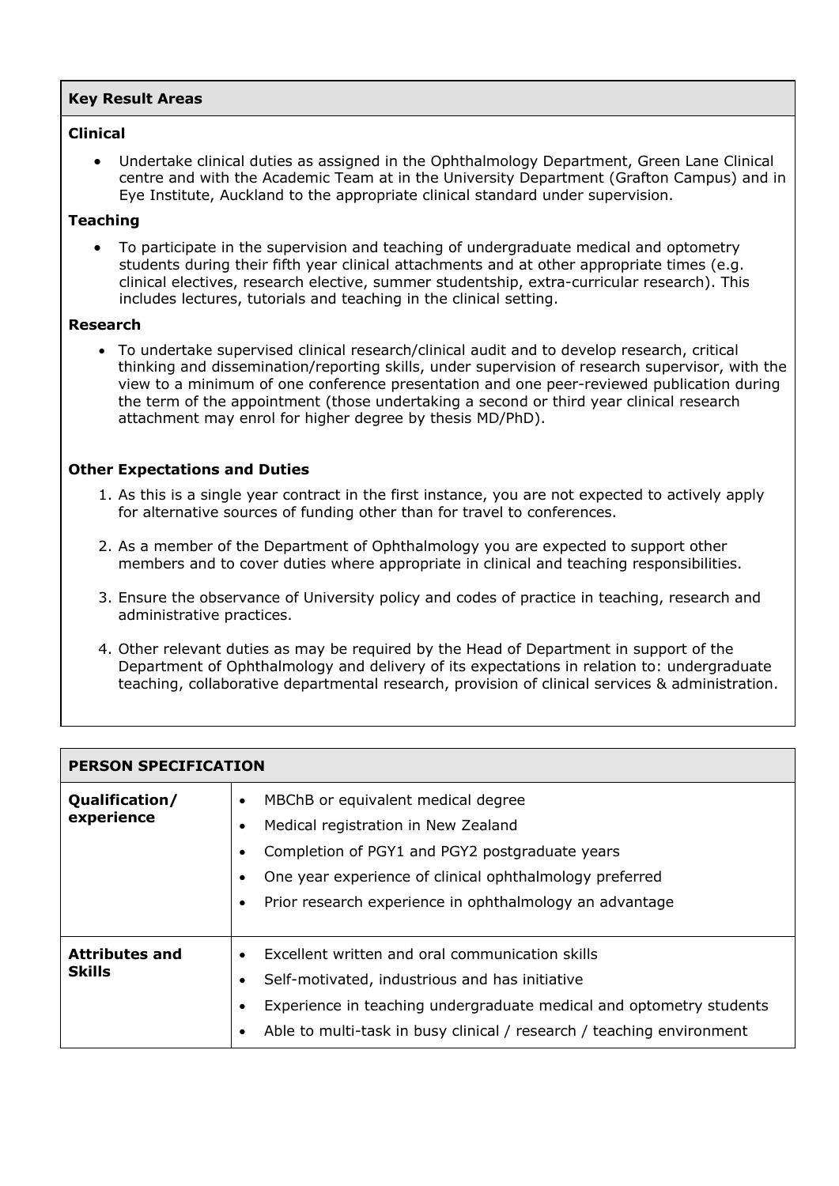## Key Result Areas

### Clinical

- Undertake clinical duties as assigned in the Ophthalmology Department, Green Lane Clinical centre and with the Academic Team at in the University Department (Grafton Campus) and in Eye Institute, Auckland to the appropriate clinical standard under supervision.

### Teaching

- To participate in the supervision and teaching of undergraduate medical and optometry students during their fifth year clinical attachments and at other appropriate times (e.g. clinical electives, research elective, summer studentship, extra-curricular research). This includes lectures, tutorials and teaching in the clinical setting.

### Research

- To undertake supervised clinical research/clinical audit and to develop research, critical thinking and dissemination/reporting skills, under supervision of research supervisor, with the view to a minimum of one conference presentation and one peer-reviewed publication during the term of the appointment (those undertaking a second or third year clinical research attachment may enrol for higher degree by thesis MD/PhD).

### Other Expectations and Duties

1. As this is a single year contract in the first instance, you are not expected to actively apply for alternative sources of funding other than for travel to conferences.
2. As a member of the Department of Ophthalmology you are expected to support other members and to cover duties where appropriate in clinical and teaching responsibilities.
3. Ensure the observance of University policy and codes of practice in teaching, research and administrative practices.
4. Other relevant duties as may be required by the Head of Department in support of the Department of Ophthalmology and delivery of its expectations in relation to: undergraduate teaching, collaborative departmental research, provision of clinical services & administration.

## PERSON SPECIFICATION

| | |
|---|---|
| **Qualification/ experience** | • MBChB or equivalent medical degree<br>• Medical registration in New Zealand<br>• Completion of PGY1 and PGY2 postgraduate years<br>• One year experience of clinical ophthalmology preferred<br>• Prior research experience in ophthalmology an advantage |
| **Attributes and Skills** | • Excellent written and oral communication skills<br>• Self-motivated, industrious and has initiative<br>• Experience in teaching undergraduate medical and optometry students<br>• Able to multi-task in busy clinical / research / teaching environment |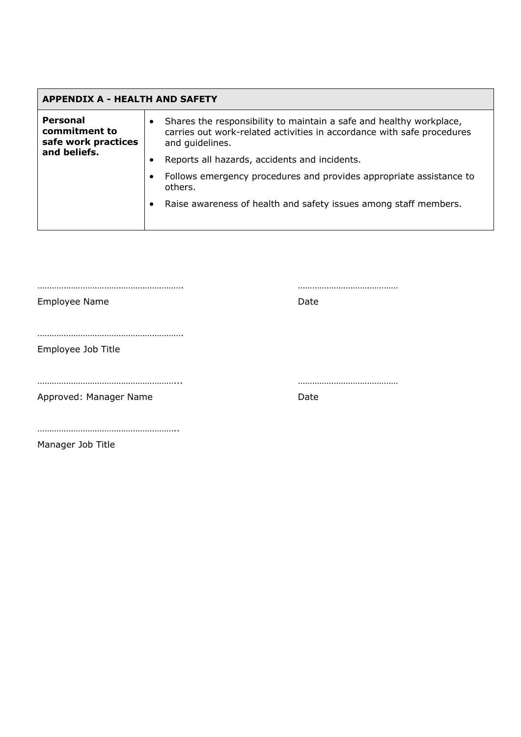| APPENDIX A - HEALTH AND SAFETY | |
|---|---|
| **Personal commitment to safe work practices and beliefs.** | • Shares the responsibility to maintain a safe and healthy workplace, carries out work-related activities in accordance with safe procedures and guidelines.<br>• Reports all hazards, accidents and incidents.<br>• Follows emergency procedures and provides appropriate assistance to others.<br>• Raise awareness of health and safety issues among staff members. |

……………………………………………………. ……………………………………

Employee Name Date

…………………………………………………….

Employee Job Title

…………………………………………………... ……………………………………

Approved: Manager Name Date

…………………………………………………..

Manager Job Title